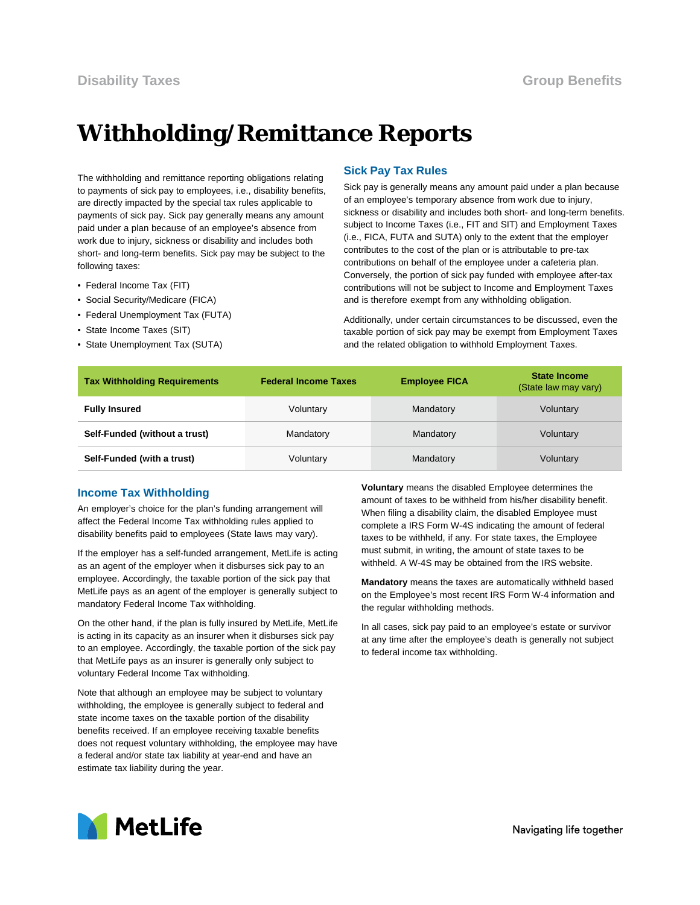Disability Taxes

Group Benefits

# Withholding/Remittance Reports

The withholding and remittance reporting obligations relating to payments of sick pay to employees, i.e., disability benefits, are directly impacted by the special tax rules applicable to payments of sick pay. Sick pay generally means any amount paid under a plan because of an employee's absence from work due to injury, sickness or disability and includes both short- and long-term benefits. Sick pay may be subject to the following taxes:

- Federal Income Tax (FIT)
- Social Security/Medicare (FICA)
- Federal Unemployment Tax (FUTA)
- State Income Taxes (SIT)
- State Unemployment Tax (SUTA)

## Sick Pay Tax Rules

Sick pay is generally means any amount paid under a plan because of an employee's temporary absence from work due to injury, sickness or disability and includes both short- and long-term benefits. subject to Income Taxes (i.e., FIT and SIT) and Employment Taxes (i.e., FICA, FUTA and SUTA) only to the extent that the employer contributes to the cost of the plan or is attributable to pre-tax contributions on behalf of the employee under a cafeteria plan. Conversely, the portion of sick pay funded with employee after-tax contributions will not be subject to Income and Employment Taxes and is therefore exempt from any withholding obligation.

Additionally, under certain circumstances to be discussed, even the taxable portion of sick pay may be exempt from Employment Taxes and the related obligation to withhold Employment Taxes.

| Tax Withholding Requirements | Federal Income Taxes | Employee FICA | State Income (State law may vary) |
|---|---|---|---|
| **Fully Insured** | Voluntary | Mandatory | Voluntary |
| **Self-Funded (without a trust)** | Mandatory | Mandatory | Voluntary |
| **Self-Funded (with a trust)** | Voluntary | Mandatory | Voluntary |

## Income Tax Withholding

An employer's choice for the plan's funding arrangement will affect the Federal Income Tax withholding rules applied to disability benefits paid to employees (State laws may vary).

If the employer has a self-funded arrangement, MetLife is acting as an agent of the employer when it disburses sick pay to an employee. Accordingly, the taxable portion of the sick pay that MetLife pays as an agent of the employer is generally subject to mandatory Federal Income Tax withholding.

On the other hand, if the plan is fully insured by MetLife, MetLife is acting in its capacity as an insurer when it disburses sick pay to an employee. Accordingly, the taxable portion of the sick pay that MetLife pays as an insurer is generally only subject to voluntary Federal Income Tax withholding.

Note that although an employee may be subject to voluntary withholding, the employee is generally subject to federal and state income taxes on the taxable portion of the disability benefits received. If an employee receiving taxable benefits does not request voluntary withholding, the employee may have a federal and/or state tax liability at year-end and have an estimate tax liability during the year.

**Voluntary** means the disabled Employee determines the amount of taxes to be withheld from his/her disability benefit. When filing a disability claim, the disabled Employee must complete a IRS Form W-4S indicating the amount of federal taxes to be withheld, if any. For state taxes, the Employee must submit, in writing, the amount of state taxes to be withheld. A W-4S may be obtained from the IRS website.

**Mandatory** means the taxes are automatically withheld based on the Employee's most recent IRS Form W-4 information and the regular withholding methods.

In all cases, sick pay paid to an employee's estate or survivor at any time after the employee's death is generally not subject to federal income tax withholding.

MetLife

Navigating life together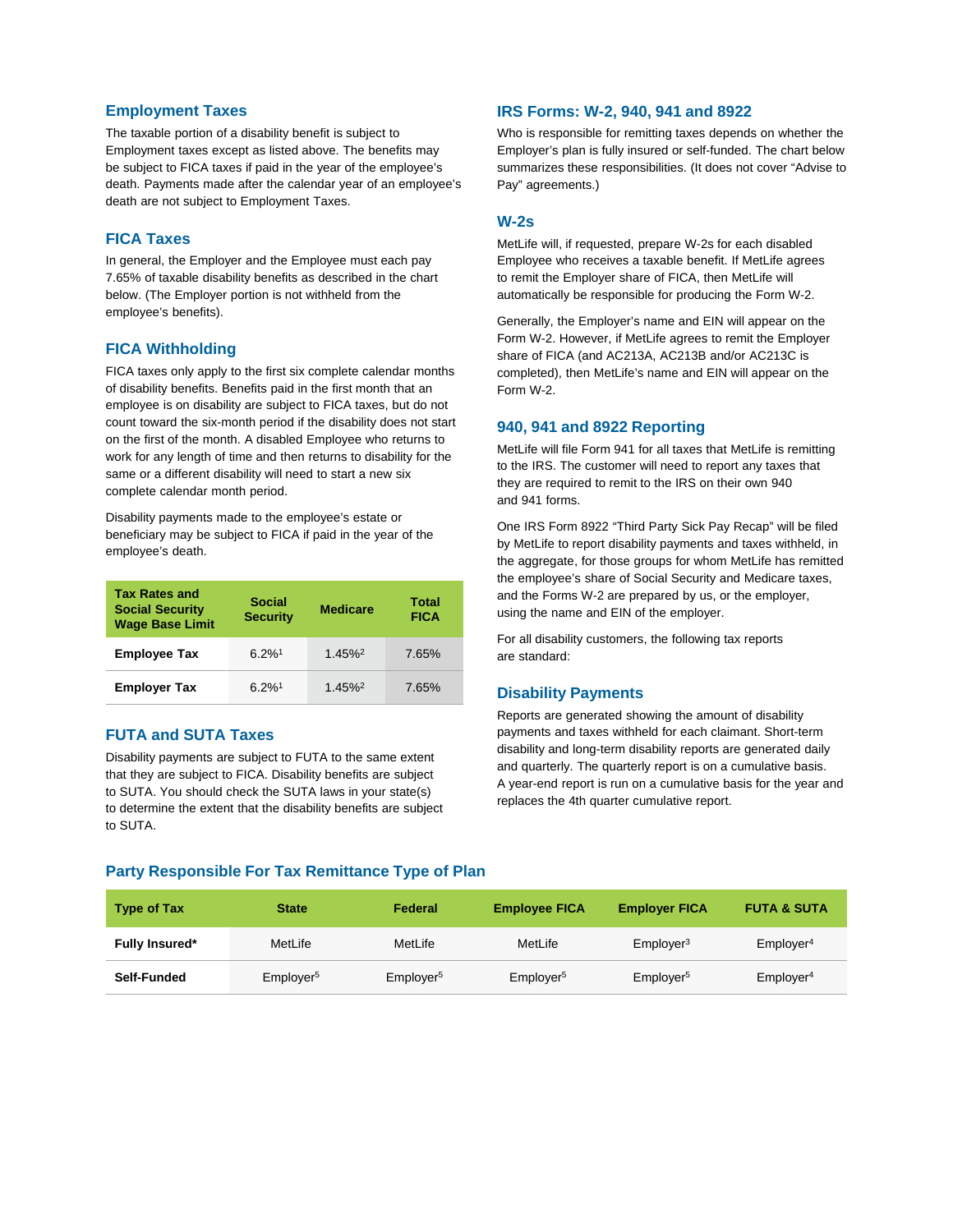## Employment Taxes

The taxable portion of a disability benefit is subject to Employment taxes except as listed above. The benefits may be subject to FICA taxes if paid in the year of the employee's death. Payments made after the calendar year of an employee's death are not subject to Employment Taxes.

## FICA Taxes

In general, the Employer and the Employee must each pay 7.65% of taxable disability benefits as described in the chart below. (The Employer portion is not withheld from the employee's benefits).

## FICA Withholding

FICA taxes only apply to the first six complete calendar months of disability benefits. Benefits paid in the first month that an employee is on disability are subject to FICA taxes, but do not count toward the six-month period if the disability does not start on the first of the month. A disabled Employee who returns to work for any length of time and then returns to disability for the same or a different disability will need to start a new six complete calendar month period.

Disability payments made to the employee's estate or beneficiary may be subject to FICA if paid in the year of the employee's death.

| Tax Rates and Social Security Wage Base Limit | Social Security | Medicare | Total FICA |
|---|---|---|---|
| **Employee Tax** | 6.2%[1] | 1.45%[2] | 7.65% |
| **Employer Tax** | 6.2%[1] | 1.45%[2] | 7.65% |

## FUTA and SUTA Taxes

Disability payments are subject to FUTA to the same extent that they are subject to FICA. Disability benefits are subject to SUTA. You should check the SUTA laws in your state(s) to determine the extent that the disability benefits are subject to SUTA.

## IRS Forms: W-2, 940, 941 and 8922

Who is responsible for remitting taxes depends on whether the Employer's plan is fully insured or self-funded. The chart below summarizes these responsibilities. (It does not cover "Advise to Pay" agreements.)

## W-2s

MetLife will, if requested, prepare W-2s for each disabled Employee who receives a taxable benefit. If MetLife agrees to remit the Employer share of FICA, then MetLife will automatically be responsible for producing the Form W-2.

Generally, the Employer's name and EIN will appear on the Form W-2. However, if MetLife agrees to remit the Employer share of FICA (and AC213A, AC213B and/or AC213C is completed), then MetLife's name and EIN will appear on the Form W-2.

## 940, 941 and 8922 Reporting

MetLife will file Form 941 for all taxes that MetLife is remitting to the IRS. The customer will need to report any taxes that they are required to remit to the IRS on their own 940 and 941 forms.

One IRS Form 8922 "Third Party Sick Pay Recap" will be filed by MetLife to report disability payments and taxes withheld, in the aggregate, for those groups for whom MetLife has remitted the employee's share of Social Security and Medicare taxes, and the Forms W-2 are prepared by us, or the employer, using the name and EIN of the employer.

For all disability customers, the following tax reports are standard:

## Disability Payments

Reports are generated showing the amount of disability payments and taxes withheld for each claimant. Short-term disability and long-term disability reports are generated daily and quarterly. The quarterly report is on a cumulative basis. A year-end report is run on a cumulative basis for the year and replaces the 4th quarter cumulative report.

## Party Responsible For Tax Remittance Type of Plan

| Type of Tax | State | Federal | Employee FICA | Employer FICA | FUTA & SUTA |
|---|---|---|---|---|---|
| **Fully Insured*** | MetLife | MetLife | MetLife | Employer[3] | Employer[4] |
| **Self-Funded** | Employer[5] | Employer[5] | Employer[5] | Employer[5] | Employer[4] |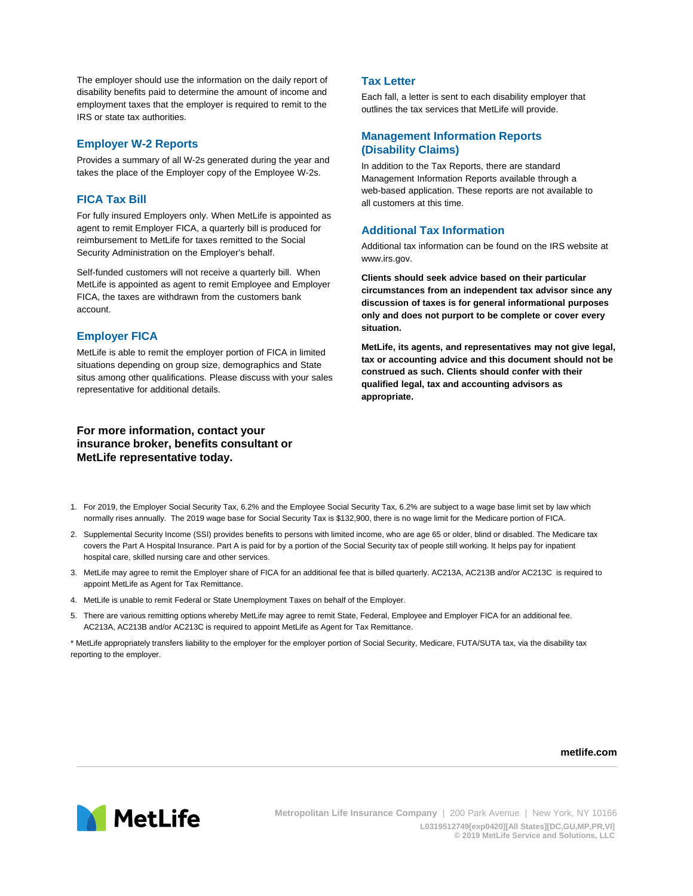The employer should use the information on the daily report of disability benefits paid to determine the amount of income and employment taxes that the employer is required to remit to the IRS or state tax authorities.

## Employer W-2 Reports

Provides a summary of all W-2s generated during the year and takes the place of the Employer copy of the Employee W-2s.

## FICA Tax Bill

For fully insured Employers only. When MetLife is appointed as agent to remit Employer FICA, a quarterly bill is produced for reimbursement to MetLife for taxes remitted to the Social Security Administration on the Employer's behalf.

Self-funded customers will not receive a quarterly bill. When MetLife is appointed as agent to remit Employee and Employer FICA, the taxes are withdrawn from the customers bank account.

## Employer FICA

MetLife is able to remit the employer portion of FICA in limited situations depending on group size, demographics and State situs among other qualifications. Please discuss with your sales representative for additional details.

## Tax Letter

Each fall, a letter is sent to each disability employer that outlines the tax services that MetLife will provide.

## Management Information Reports (Disability Claims)

In addition to the Tax Reports, there are standard Management Information Reports available through a web-based application. These reports are not available to all customers at this time.

## Additional Tax Information

Additional tax information can be found on the IRS website at www.irs.gov.

**Clients should seek advice based on their particular circumstances from an independent tax advisor since any discussion of taxes is for general informational purposes only and does not purport to be complete or cover every situation.**

**MetLife, its agents, and representatives may not give legal, tax or accounting advice and this document should not be construed as such. Clients should confer with their qualified legal, tax and accounting advisors as appropriate.**

**For more information, contact your insurance broker, benefits consultant or MetLife representative today.**

1. For 2019, the Employer Social Security Tax, 6.2% and the Employee Social Security Tax, 6.2% are subject to a wage base limit set by law which normally rises annually. The 2019 wage base for Social Security Tax is $132,900, there is no wage limit for the Medicare portion of FICA.
2. Supplemental Security Income (SSI) provides benefits to persons with limited income, who are age 65 or older, blind or disabled. The Medicare tax covers the Part A Hospital Insurance. Part A is paid for by a portion of the Social Security tax of people still working. It helps pay for inpatient hospital care, skilled nursing care and other services.
3. MetLife may agree to remit the Employer share of FICA for an additional fee that is billed quarterly. AC213A, AC213B and/or AC213C is required to appoint MetLife as Agent for Tax Remittance.
4. MetLife is unable to remit Federal or State Unemployment Taxes on behalf of the Employer.
5. There are various remitting options whereby MetLife may agree to remit State, Federal, Employee and Employer FICA for an additional fee. AC213A, AC213B and/or AC213C is required to appoint MetLife as Agent for Tax Remittance.

* MetLife appropriately transfers liability to the employer for the employer portion of Social Security, Medicare, FUTA/SUTA tax, via the disability tax reporting to the employer.

**metlife.com**

MetLife

**Metropolitan Life Insurance Company** | 200 Park Avenue | New York, NY 10166

**L0319512749[exp0420][All States][DC,GU,MP,PR,VI]**
**© 2019 MetLife Service and Solutions, LLC**